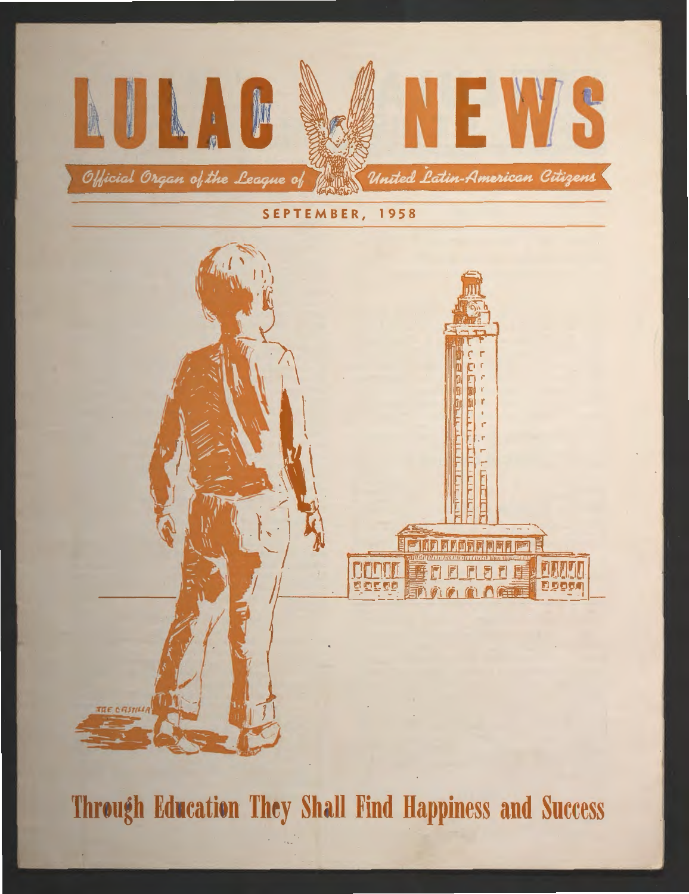# LULAC NEWS

Official Organ of the League of United Latin-American Citizens

SEPTEMBER, 1958

JOE CASTILLA

## Through Education They Shall Find Happiness and Success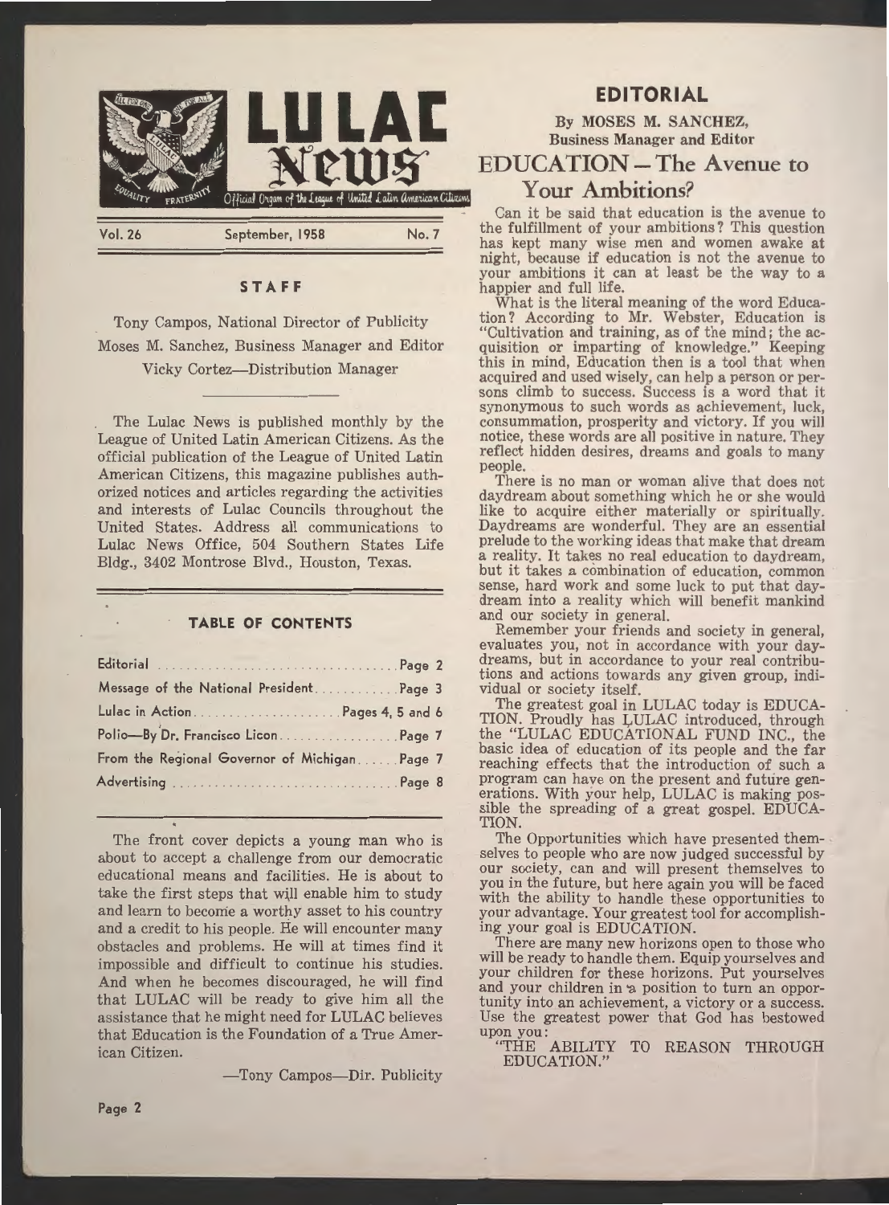# LULAC News

Official Organ of the League of United Latin American Citizens

Vol. 26 — September, 1958 — No. 7

## STAFF

Tony Campos, National Director of Publicity

Moses M. Sanchez, Business Manager and Editor

Vicky Cortez—Distribution Manager

The Lulac News is published monthly by the League of United Latin American Citizens. As the official publication of the League of United Latin American Citizens, this magazine publishes authorized notices and articles regarding the activities and interests of Lulac Councils throughout the United States. Address all communications to Lulac News Office, 504 Southern States Life Bldg., 3402 Montrose Blvd., Houston, Texas.

## TABLE OF CONTENTS

| | |
|---|---|
| Editorial | Page 2 |
| Message of the National President | Page 3 |
| Lulac in Action | Pages 4, 5 and 6 |
| Polio—By Dr. Francisco Licon | Page 7 |
| From the Regional Governor of Michigan | Page 7 |
| Advertising | Page 8 |

The front cover depicts a young man who is about to accept a challenge from our democratic educational means and facilities. He is about to take the first steps that will enable him to study and learn to become a worthy asset to his country and a credit to his people. He will encounter many obstacles and problems. He will at times find it impossible and difficult to continue his studies. And when he becomes discouraged, he will find that LULAC will be ready to give him all the assistance that he might need for LULAC believes that Education is the Foundation of a True American Citizen.

—Tony Campos—Dir. Publicity

## EDITORIAL

By MOSES M. SANCHEZ,
Business Manager and Editor

### EDUCATION — The Avenue to Your Ambitions?

Can it be said that education is the avenue to the fulfillment of your ambitions? This question has kept many wise men and women awake at night, because if education is not the avenue to your ambitions it can at least be the way to a happier and full life.

What is the literal meaning of the word Education? According to Mr. Webster, Education is "Cultivation and training, as of the mind; the acquisition or imparting of knowledge." Keeping this in mind, Education then is a tool that when acquired and used wisely, can help a person or persons climb to success. Success is a word that it synonymous to such words as achievement, luck, consummation, prosperity and victory. If you will notice, these words are all positive in nature. They reflect hidden desires, dreams and goals to many people.

There is no man or woman alive that does not daydream about something which he or she would like to acquire either materially or spiritually. Daydreams are wonderful. They are an essential prelude to the working ideas that make that dream a reality. It takes no real education to daydream, but it takes a combination of education, common sense, hard work and some luck to put that daydream into a reality which will benefit mankind and our society in general.

Remember your friends and society in general, evaluates you, not in accordance with your daydreams, but in accordance to your real contributions and actions towards any given group, individual or society itself.

The greatest goal in LULAC today is EDUCATION. Proudly has LULAC introduced, through the "LULAC EDUCATIONAL FUND INC., the basic idea of education of its people and the far reaching effects that the introduction of such a program can have on the present and future generations. With your help, LULAC is making possible the spreading of a great gospel. EDUCATION.

The Opportunities which have presented themselves to people who are now judged successful by our society, can and will present themselves to you in the future, but here again you will be faced with the ability to handle these opportunities to your advantage. Your greatest tool for accomplishing your goal is EDUCATION.

There are many new horizons open to those who will be ready to handle them. Equip yourselves and your children for these horizons. Put yourselves and your children in a position to turn an opportunity into an achievement, a victory or a success. Use the greatest power that God has bestowed upon you:

"THE ABILITY TO REASON THROUGH EDUCATION."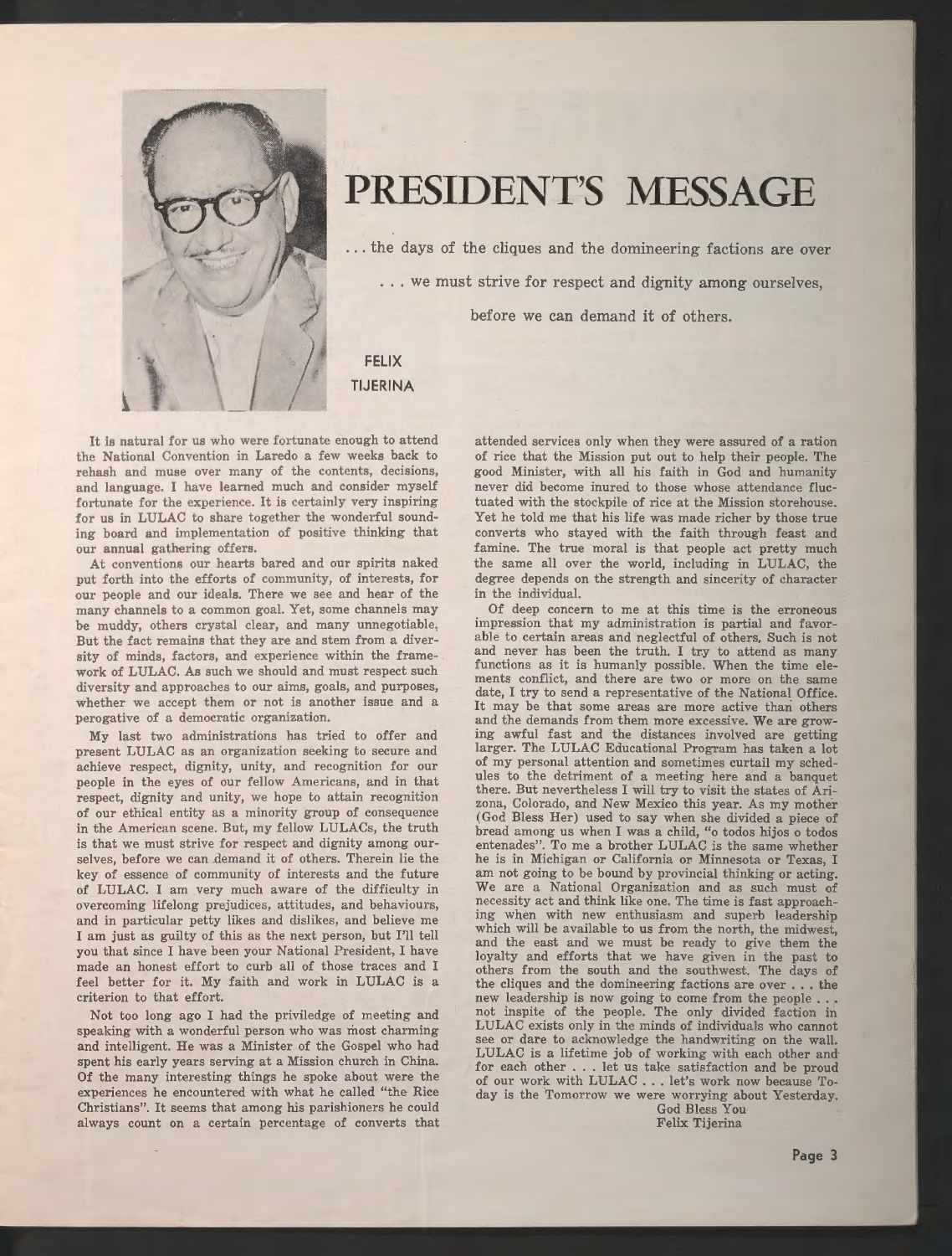# PRESIDENT'S MESSAGE

*. . . the days of the cliques and the domineering factions are over*

*. . . we must strive for respect and dignity among ourselves,*

*before we can demand it of others.*

FELIX TIJERINA

It is natural for us who were fortunate enough to attend the National Convention in Laredo a few weeks back to rehash and muse over many of the contents, decisions, and language. I have learned much and consider myself fortunate for the experience. It is certainly very inspiring for us in LULAC to share together the wonderful sounding board and implementation of positive thinking that our annual gathering offers.

At conventions our hearts bared and our spirits naked put forth into the efforts of community, of interests, for our people and our ideals. There we see and hear of the many channels to a common goal. Yet, some channels may be muddy, others crystal clear, and many unnegotiable. But the fact remains that they are and stem from a diversity of minds, factors, and experience within the framework of LULAC. As such we should and must respect such diversity and approaches to our aims, goals, and purposes, whether we accept them or not is another issue and a perogative of a democratic organization.

My last two administrations has tried to offer and present LULAC as an organization seeking to secure and achieve respect, dignity, unity, and recognition for our people in the eyes of our fellow Americans, and in that respect, dignity and unity, we hope to attain recognition of our ethical entity as a minority group of consequence in the American scene. But, my fellow LULACs, the truth is that we must strive for respect and dignity among ourselves, before we can demand it of others. Therein lie the key of essence of community of interests and the future of LULAC. I am very much aware of the difficulty in overcoming lifelong prejudices, attitudes, and behaviours, and in particular petty likes and dislikes, and believe me I am just as guilty of this as the next person, but I'll tell you that since I have been your National President, I have made an honest effort to curb all of those traces and I feel better for it. My faith and work in LULAC is a criterion to that effort.

Not too long ago I had the priviledge of meeting and speaking with a wonderful person who was most charming and intelligent. He was a Minister of the Gospel who had spent his early years serving at a Mission church in China. Of the many interesting things he spoke about were the experiences he encountered with what he called "the Rice Christians". It seems that among his parishioners he could always count on a certain percentage of converts that attended services only when they were assured of a ration of rice that the Mission put out to help their people. The good Minister, with all his faith in God and humanity never did become inured to those whose attendance fluctuated with the stockpile of rice at the Mission storehouse. Yet he told me that his life was made richer by those true converts who stayed with the faith through feast and famine. The true moral is that people act pretty much the same all over the world, including in LULAC, the degree depends on the strength and sincerity of character in the individual.

Of deep concern to me at this time is the erroneous impression that my administration is partial and favorable to certain areas and neglectful of others. Such is not and never has been the truth. I try to attend as many functions as it is humanly possible. When the time elements conflict, and there are two or more on the same date, I try to send a representative of the National Office. It may be that some areas are more active than others and the demands from them more excessive. We are growing awful fast and the distances involved are getting larger. The LULAC Educational Program has taken a lot of my personal attention and sometimes curtail my schedules to the detriment of a meeting here and a banquet there. But nevertheless I will try to visit the states of Arizona, Colorado, and New Mexico this year. As my mother (God Bless Her) used to say when she divided a piece of bread among us when I was a child, "o todos hijos o todos entenades". To me a brother LULAC is the same whether he is in Michigan or California or Minnesota or Texas, I am not going to be bound by provincial thinking or acting. We are a National Organization and as such must of necessity act and think like one. The time is fast approaching when with new enthusiasm and superb leadership which will be available to us from the north, the midwest, and the east and we must be ready to give them the loyalty and efforts that we have given in the past to others from the south and the southwest. The days of the cliques and the domineering factions are over . . . the new leadership is now going to come from the people . . . not inspite of the people. The only divided faction in LULAC exists only in the minds of individuals who cannot see or dare to acknowledge the handwriting on the wall. LULAC is a lifetime job of working with each other and for each other . . . let us take satisfaction and be proud of our work with LULAC . . . let's work now because Today is the Tomorrow we were worrying about Yesterday.

God Bless You
Felix Tijerina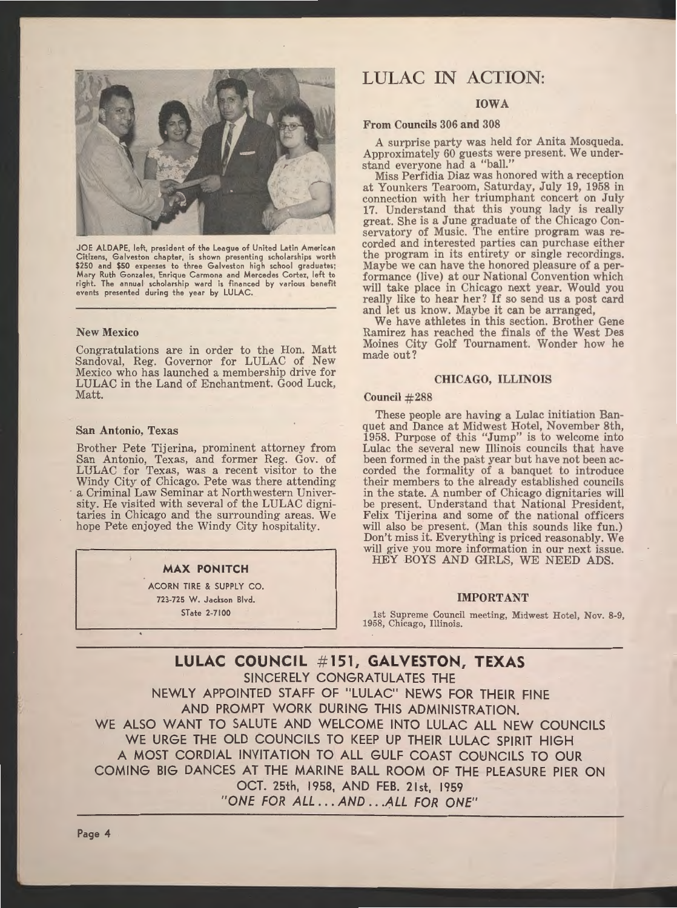JOE ALDAPE, left, president of the League of United Latin American Citizens, Galveston chapter, is shown presenting scholarships worth $250 and $50 expenses to three Galveston high school graduates; Mary Ruth Gonzales, Enrique Carmona and Mercedes Cortez, left to right. The annual scholarship ward is financed by various benefit events presented during the year by LULAC.

### New Mexico

Congratulations are in order to the Hon. Matt Sandoval, Reg. Governor for LULAC of New Mexico who has launched a membership drive for LULAC in the Land of Enchantment. Good Luck, Matt.

### San Antonio, Texas

Brother Pete Tijerina, prominent attorney from San Antonio, Texas, and former Reg. Gov. of LULAC for Texas, was a recent visitor to the Windy City of Chicago. Pete was there attending a Criminal Law Seminar at Northwestern University. He visited with several of the LULAC dignitaries in Chicago and the surrounding areas. We hope Pete enjoyed the Windy City hospitality.

**MAX PONITCH**
ACORN TIRE & SUPPLY CO.
723-725 W. Jackson Blvd.
STate 2-7100

# LULAC IN ACTION:

## IOWA

### From Councils 306 and 308

A surprise party was held for Anita Mosqueda. Approximately 60 guests were present. We understand everyone had a "ball."

Miss Perfidia Diaz was honored with a reception at Younkers Tearoom, Saturday, July 19, 1958 in connection with her triumphant concert on July 17. Understand that this young lady is really great. She is a June graduate of the Chicago Conservatory of Music. The entire program was recorded and interested parties can purchase either the program in its entirety or single recordings. Maybe we can have the honored pleasure of a performance (live) at our National Convention which will take place in Chicago next year. Would you really like to hear her? If so send us a post card and let us know. Maybe it can be arranged,

We have athletes in this section. Brother Gene Ramirez has reached the finals of the West Des Moines City Golf Tournament. Wonder how he made out?

## CHICAGO, ILLINOIS

### Council #288

These people are having a Lulac initiation Banquet and Dance at Midwest Hotel, November 8th, 1958. Purpose of this "Jump" is to welcome into Lulac the several new Illinois councils that have been formed in the past year but have not been accorded the formality of a banquet to introduce their members to the already established councils in the state. A number of Chicago dignitaries will be present. Understand that National President, Felix Tijerina and some of the national officers will also be present. (Man this sounds like fun.) Don't miss it. Everything is priced reasonably. We will give you more information in our next issue.

HEY BOYS AND GIRLS, WE NEED ADS.

## IMPORTANT

1st Supreme Council meeting, Midwest Hotel, Nov. 8-9, 1958, Chicago, Illinois.

## LULAC COUNCIL #151, GALVESTON, TEXAS

SINCERELY CONGRATULATES THE
NEWLY APPOINTED STAFF OF "LULAC" NEWS FOR THEIR FINE AND PROMPT WORK DURING THIS ADMINISTRATION.
WE ALSO WANT TO SALUTE AND WELCOME INTO LULAC ALL NEW COUNCILS
WE URGE THE OLD COUNCILS TO KEEP UP THEIR LULAC SPIRIT HIGH
A MOST CORDIAL INVITATION TO ALL GULF COAST COUNCILS TO OUR COMING BIG DANCES AT THE MARINE BALL ROOM OF THE PLEASURE PIER ON OCT. 25th, 1958, AND FEB. 21st, 1959

*"ONE FOR ALL ... AND ... ALL FOR ONE"*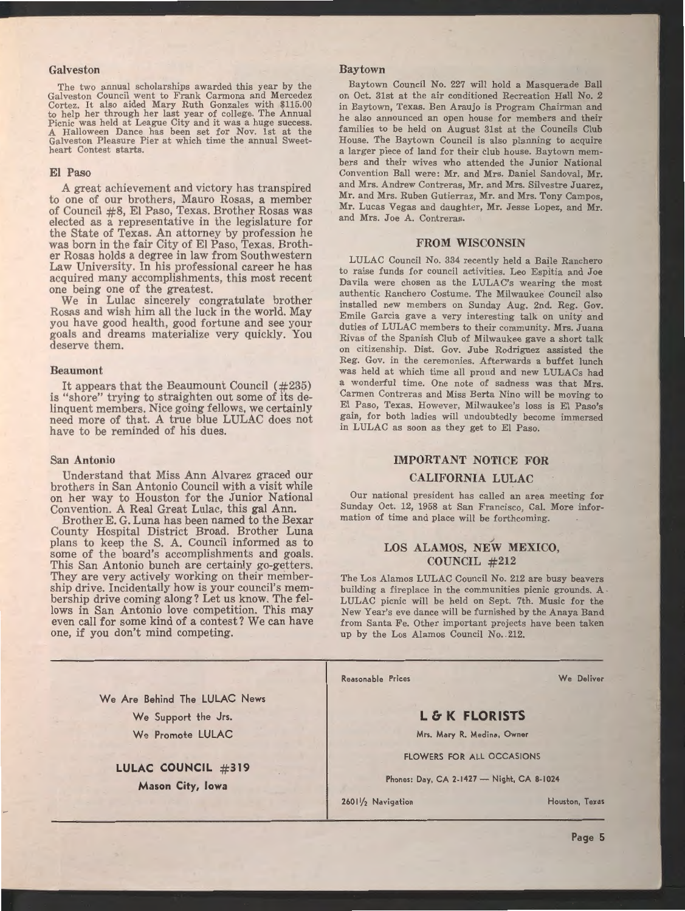### Galveston

The two annual scholarships awarded this year by the Galveston Council went to Frank Carmona and Mercedez Cortez. It also aided Mary Ruth Gonzalez with $115.00 to help her through her last year of college. The Annual Picnic was held at League City and it was a huge success. A Halloween Dance has been set for Nov. 1st at the Galveston Pleasure Pier at which time the annual Sweetheart Contest starts.

### El Paso

A great achievement and victory has transpired to one of our brothers, Mauro Rosas, a member of Council #8, El Paso, Texas. Brother Rosas was elected as a representative in the legislature for the State of Texas. An attorney by profession he was born in the fair City of El Paso, Texas. Brother Rosas holds a degree in law from Southwestern Law University. In his professional career he has acquired many accomplishments, this most recent one being one of the greatest.

We in Lulac sincerely congratulate brother Rosas and wish him all the luck in the world. May you have good health, good fortune and see your goals and dreams materialize very quickly. You deserve them.

### Beaumont

It appears that the Beaumount Council (#235) is "shore" trying to straighten out some of its delinquent members. Nice going fellows, we certainly need more of that. A true blue LULAC does not have to be reminded of his dues.

### San Antonio

Understand that Miss Ann Alvarez graced our brothers in San Antonio Council with a visit while on her way to Houston for the Junior National Convention. A Real Great Lulac, this gal Ann.

Brother E. G. Luna has been named to the Bexar County Hospital District Broad. Brother Luna plans to keep the S. A. Council informed as to some of the board's accomplishments and goals. This San Antonio bunch are certainly go-getters. They are very actively working on their membership drive. Incidentally how is your council's membership drive coming along? Let us know. The fellows in San Antonio love competition. This may even call for some kind of a contest? We can have one, if you don't mind competing.

### Baytown

Baytown Council No. 227 will hold a Masquerade Ball on Oct. 31st at the air conditioned Recreation Hall No. 2 in Baytown, Texas. Ben Araujo is Program Chairman and he also announced an open house for members and their families to be held on August 31st at the Councils Club House. The Baytown Council is also planning to acquire a larger piece of land for their club house. Baytown members and their wives who attended the Junior National Convention Ball were: Mr. and Mrs. Daniel Sandoval, Mr. and Mrs. Andrew Contreras, Mr. and Mrs. Silvestre Juarez, Mr. and Mrs. Ruben Gutierraz, Mr. and Mrs. Tony Campos, Mr. Lucas Vegas and daughter, Mr. Jesse Lopez, and Mr. and Mrs. Joe A. Contreras.

### FROM WISCONSIN

LULAC Council No. 334 recently held a Baile Ranchero to raise funds for council activities. Leo Espitia and Joe Davila were chosen as the LULAC's wearing the most authentic Ranchero Costume. The Milwaukee Council also installed new members on Sunday Aug. 2nd. Reg. Gov. Emile Garcia gave a very interesting talk on unity and duties of LULAC members to their community. Mrs. Juana Rivas of the Spanish Club of Milwaukee gave a short talk on citizenship. Dist. Gov. Jube Rodriguez assisted the Reg. Gov. in the ceremonies. Afterwards a buffet lunch was held at which time all proud and new LULACs had a wonderful time. One note of sadness was that Mrs. Carmen Contreras and Miss Berta Nino will be moving to El Paso, Texas. However, Milwaukee's loss is El Paso's gain, for both ladies will undoubtedly become immersed in LULAC as soon as they get to El Paso.

### IMPORTANT NOTICE FOR CALIFORNIA LULAC

Our national president has called an area meeting for Sunday Oct. 12, 1958 at San Francisco, Cal. More information of time and place will be forthcoming.

### LOS ALAMOS, NEW MEXICO, COUNCIL #212

The Los Alamos LULAC Council No. 212 are busy beavers building a fireplace in the communities picnic grounds. A LULAC picnic will be held on Sept. 7th. Music for the New Year's eve dance will be furnished by the Anaya Band from Santa Fe. Other important projects have been taken up by the Los Alamos Council No. 212.

---

We Are Behind The LULAC News
We Support the Jrs.
We Promote LULAC

**LULAC COUNCIL #319**
**Mason City, Iowa**

---

Reasonable Prices — We Deliver

**L & K FLORISTS**

Mrs. Mary R. Medina, Owner

FLOWERS FOR ALL OCCASIONS

Phones: Day, CA 2-1427 — Night, CA 8-1024

2601½ Navigation — Houston, Texas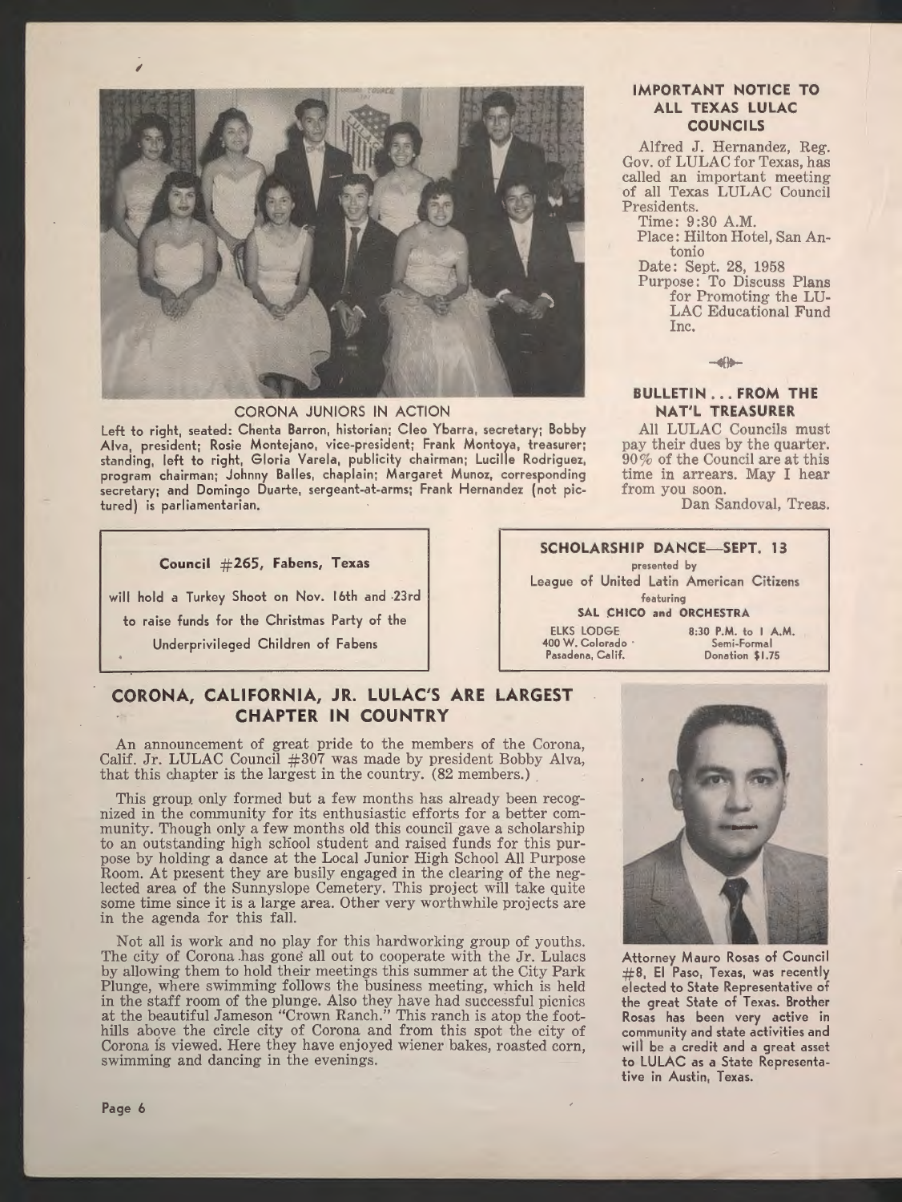**CORONA JUNIORS IN ACTION**

Left to right, seated: Chenta Barron, historian; Cleo Ybarra, secretary; Bobby Alva, president; Rosie Montejano, vice-president; Frank Montoya, treasurer; standing, left to right, Gloria Varela, publicity chairman; Lucille Rodriguez, program chairman; Johnny Balles, chaplain; Margaret Munoz, corresponding secretary; and Domingo Duarte, sergeant-at-arms; Frank Hernandez (not pictured) is parliamentarian.

### IMPORTANT NOTICE TO ALL TEXAS LULAC COUNCILS

Alfred J. Hernandez, Reg. Gov. of LULAC for Texas, has called an important meeting of all Texas LULAC Council Presidents.

Time: 9:30 A.M.
Place: Hilton Hotel, San Antonio
Date: Sept. 28, 1958
Purpose: To Discuss Plans for Promoting the LULAC Educational Fund Inc.

### BULLETIN . . . FROM THE NAT'L TREASURER

All LULAC Councils must pay their dues by the quarter. 90% of the Council are at this time in arrears. May I hear from you soon.

Dan Sandoval, Treas.

---

**Council #265, Fabens, Texas**

will hold a Turkey Shoot on Nov. 16th and 23rd to raise funds for the Christmas Party of the Underprivileged Children of Fabens

---

**SCHOLARSHIP DANCE—SEPT. 13**

presented by
League of United Latin American Citizens
featuring
**SAL CHICO and ORCHESTRA**

ELKS LODGE
400 W. Colorado
Pasadena, Calif.

8:30 P.M. to 1 A.M.
Semi-Formal
Donation $1.75

---

## CORONA, CALIFORNIA, JR. LULAC'S ARE LARGEST CHAPTER IN COUNTRY

An announcement of great pride to the members of the Corona, Calif. Jr. LULAC Council #307 was made by president Bobby Alva, that this chapter is the largest in the country. (82 members.)

This group only formed but a few months has already been recognized in the community for its enthusiastic efforts for a better community. Though only a few months old this council gave a scholarship to an outstanding high school student and raised funds for this purpose by holding a dance at the Local Junior High School All Purpose Room. At present they are busily engaged in the clearing of the neglected area of the Sunnyslope Cemetery. This project will take quite some time since it is a large area. Other very worthwhile projects are in the agenda for this fall.

Not all is work and no play for this hardworking group of youths. The city of Corona has gone all out to cooperate with the Jr. Lulacs by allowing them to hold their meetings this summer at the City Park Plunge, where swimming follows the business meeting, which is held in the staff room of the plunge. Also they have had successful picnics at the beautiful Jameson "Crown Ranch." This ranch is atop the foothills above the circle city of Corona and from this spot the city of Corona is viewed. Here they have enjoyed wiener bakes, roasted corn, swimming and dancing in the evenings.

Attorney Mauro Rosas of Council #8, El Paso, Texas, was recently elected to State Representative of the great State of Texas. Brother Rosas has been very active in community and state activities and will be a credit and a great asset to LULAC as a State Representative in Austin, Texas.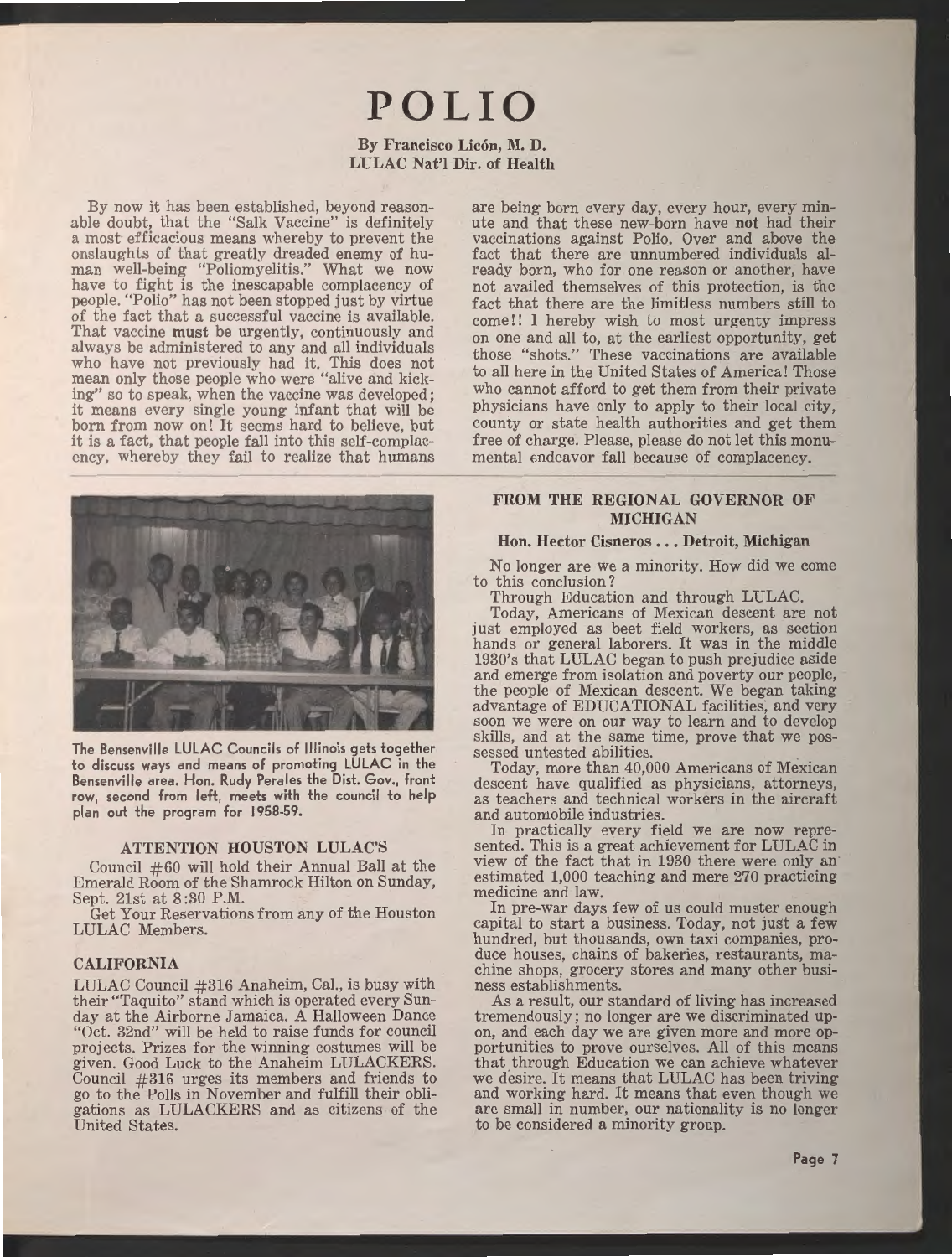# POLIO

**By Francisco Licón, M. D.**
**LULAC Nat'l Dir. of Health**

By now it has been established, beyond reasonable doubt, that the "Salk Vaccine" is definitely a most efficacious means whereby to prevent the onslaughts of that greatly dreaded enemy of human well-being "Poliomyelitis." What we now have to fight is the inescapable complacency of people. "Polio" has not been stopped just by virtue of the fact that a successful vaccine is available. That vaccine **must** be urgently, continuously and always be administered to any and all individuals who have not previously had it. This does not mean only those people who were "alive and kicking" so to speak, when the vaccine was developed; it means every single young infant that will be born from now on! It seems hard to believe, but it is a fact, that people fall into this self-complacency, whereby they fail to realize that humans are being born every day, every hour, every minute and that these new-born have **not** had their vaccinations against Polio. Over and above the fact that there are unnumbered individuals already born, who for one reason or another, have not availed themselves of this protection, is the fact that there are the limitless numbers still to come!! I hereby wish to most urgenty impress on one and all to, at the earliest opportunity, get those "shots." These vaccinations are available to all here in the United States of America! Those who cannot afford to get them from their private physicians have only to apply to their local city, county or state health authorities and get them free of charge. Please, please do not let this monumental endeavor fall because of complacency.

The Bensenville LULAC Councils of Illinois gets together to discuss ways and means of promoting LULAC in the Bensenville area. Hon. Rudy Perales the Dist. Gov., front row, second from left, meets with the council to help plan out the program for 1958-59.

### ATTENTION HOUSTON LULAC'S

Council #60 will hold their Annual Ball at the Emerald Room of the Shamrock Hilton on Sunday, Sept. 21st at 8:30 P.M.

Get Your Reservations from any of the Houston LULAC Members.

### CALIFORNIA

LULAC Council #316 Anaheim, Cal., is busy with their "Taquito" stand which is operated every Sunday at the Airborne Jamaica. A Halloween Dance "Oct. 32nd" will be held to raise funds for council projects. Prizes for the winning costumes will be given. Good Luck to the Anaheim LULACKERS. Council #316 urges its members and friends to go to the Polls in November and fulfill their obligations as LULACKERS and as citizens of the United States.

### FROM THE REGIONAL GOVERNOR OF MICHIGAN

**Hon. Hector Cisneros . . . Detroit, Michigan**

No longer are we a minority. How did we come to this conclusion?

Through Education and through LULAC.

Today, Americans of Mexican descent are not just employed as beet field workers, as section hands or general laborers. It was in the middle 1930's that LULAC began to push prejudice aside and emerge from isolation and poverty our people, the people of Mexican descent. We began taking advantage of EDUCATIONAL facilities, and very soon we were on our way to learn and to develop skills, and at the same time, prove that we possessed untested abilities.

Today, more than 40,000 Americans of Mexican descent have qualified as physicians, attorneys, as teachers and technical workers in the aircraft and automobile industries.

In practically every field we are now represented. This is a great achievement for LULAC in view of the fact that in 1930 there were only an estimated 1,000 teaching and mere 270 practicing medicine and law.

In pre-war days few of us could muster enough capital to start a business. Today, not just a few hundred, but thousands, own taxi companies, produce houses, chains of bakeries, restaurants, machine shops, grocery stores and many other business establishments.

As a result, our standard of living has increased tremendously; no longer are we discriminated upon, and each day we are given more and more opportunities to prove ourselves. All of this means that through Education we can achieve whatever we desire. It means that LULAC has been triving and working hard. It means that even though we are small in number, our nationality is no longer to be considered a minority group.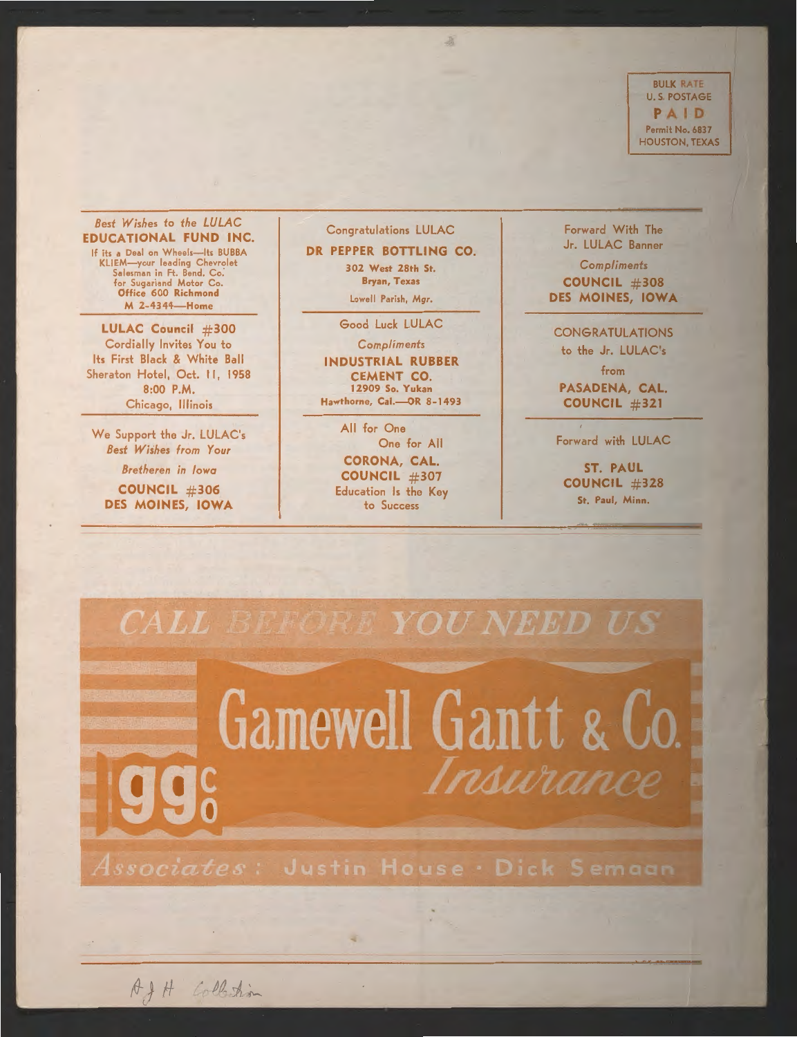BULK RATE
U. S. POSTAGE
**PAID**
Permit No. 6837
HOUSTON, TEXAS

*Best Wishes to the LULAC*
**EDUCATIONAL FUND INC.**
If its a Deal on Wheels—Its BUBBA KLIEM—your leading Chevrolet Salesman in Ft. Bend. Co. for Sugarland Motor Co.
**Office 600 Richmond**
**M 2-4344—Home**

**LULAC Council #300**
Cordially Invites You to
Its First Black & White Ball
Sheraton Hotel, Oct. 11, 1958
8:00 P.M.
Chicago, Illinois

We Support the Jr. LULAC's
*Best Wishes from Your*
*Bretheren in Iowa*
**COUNCIL #306**
**DES MOINES, IOWA**

Congratulations LULAC
**DR PEPPER BOTTLING CO.**
**302 West 28th St.**
**Bryan, Texas**
Lowell Parish, Mgr.

Good Luck LULAC
*Compliments*
**INDUSTRIAL RUBBER CEMENT CO.**
**12909 So. Yukan**
**Hawthorne, Cal.—OR 8-1493**

All for One
One for All
**CORONA, CAL.**
**COUNCIL #307**
Education Is the Key
to Success

Forward With The
Jr. LULAC Banner
*Compliments*
**COUNCIL #308**
**DES MOINES, IOWA**

CONGRATULATIONS
to the Jr. LULAC's
from
**PASADENA, CAL.**
**COUNCIL #321**

Forward with LULAC
**ST. PAUL**
**COUNCIL #328**
**St. Paul, Minn.**

*CALL BEFORE YOU NEED US*

**Gamewell Gantt & Co.**
*Insurance*
ggc°

*Associates:* Justin House · Dick Semaan

A J H Collection